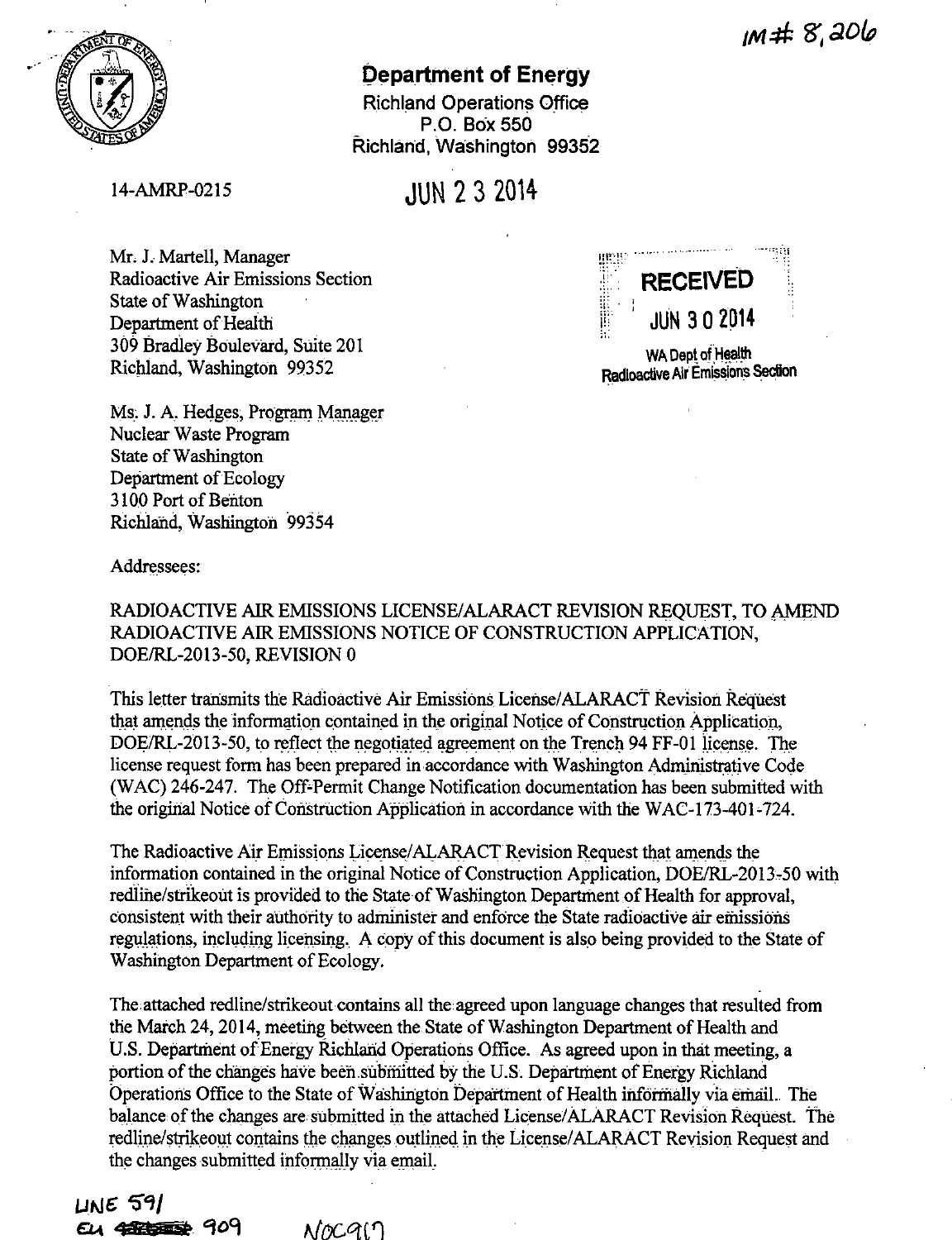IM#: 8,206

**Department of Energy**

Richland Operations Office
P.O. Box 550
Richland, Washington 99352

14-AMRP-0215

JUN 23 2014

Mr. J. Martell, Manager
Radioactive Air Emissions Section
State of Washington
Department of Health
309 Bradley Boulevard, Suite 201
Richland, Washington 99352

RECEIVED
JUN 30 2014
WA Dept of Health
Radioactive Air Emissions Section

Ms. J. A. Hedges, Program Manager
Nuclear Waste Program
State of Washington
Department of Ecology
3100 Port of Benton
Richland, Washington 99354

Addressees:

RADIOACTIVE AIR EMISSIONS LICENSE/ALARACT REVISION REQUEST, TO AMEND RADIOACTIVE AIR EMISSIONS NOTICE OF CONSTRUCTION APPLICATION, DOE/RL-2013-50, REVISION 0

This letter transmits the Radioactive Air Emissions License/ALARACT Revision Request that amends the information contained in the original Notice of Construction Application, DOE/RL-2013-50, to reflect the negotiated agreement on the Trench 94 FF-01 license. The license request form has been prepared in accordance with Washington Administrative Code (WAC) 246-247. The Off-Permit Change Notification documentation has been submitted with the original Notice of Construction Application in accordance with the WAC-173-401-724.

The Radioactive Air Emissions License/ALARACT Revision Request that amends the information contained in the original Notice of Construction Application, DOE/RL-2013-50 with redline/strikeout is provided to the State of Washington Department of Health for approval, consistent with their authority to administer and enforce the State radioactive air emissions regulations, including licensing. A copy of this document is also being provided to the State of Washington Department of Ecology.

The attached redline/strikeout contains all the agreed upon language changes that resulted from the March 24, 2014, meeting between the State of Washington Department of Health and U.S. Department of Energy Richland Operations Office. As agreed upon in that meeting, a portion of the changes have been submitted by the U.S. Department of Energy Richland Operations Office to the State of Washington Department of Health informally via email. The balance of the changes are submitted in the attached License/ALARACT Revision Request. The redline/strikeout contains the changes outlined in the License/ALARACT Revision Request and the changes submitted informally via email.

LINE 591
EU ~~4~~ 909
NOC917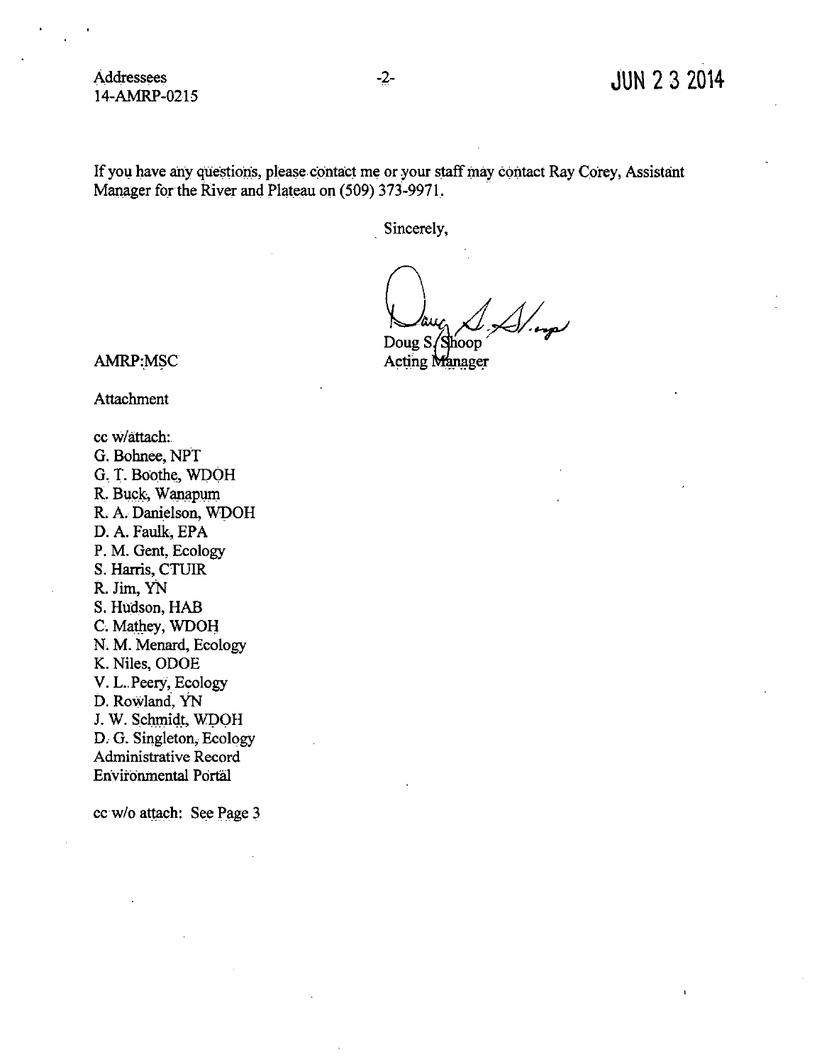Addressees
14-AMRP-0215

JUN 23 2014

If you have any questions, please contact me or your staff may contact Ray Corey, Assistant Manager for the River and Plateau on (509) 373-9971.

Sincerely,

Doug S. Shoop
Acting Manager

AMRP:MSC

Attachment

cc w/attach:
G. Bohnee, NPT
G. T. Boothe, WDOH
R. Buck, Wanapum
R. A. Danielson, WDOH
D. A. Faulk, EPA
P. M. Gent, Ecology
S. Harris, CTUIR
R. Jim, YN
S. Hudson, HAB
C. Mathey, WDOH
N. M. Menard, Ecology
K. Niles, ODOE
V. L. Peery, Ecology
D. Rowland, YN
J. W. Schmidt, WDOH
D. G. Singleton, Ecology
Administrative Record
Environmental Portal

cc w/o attach: See Page 3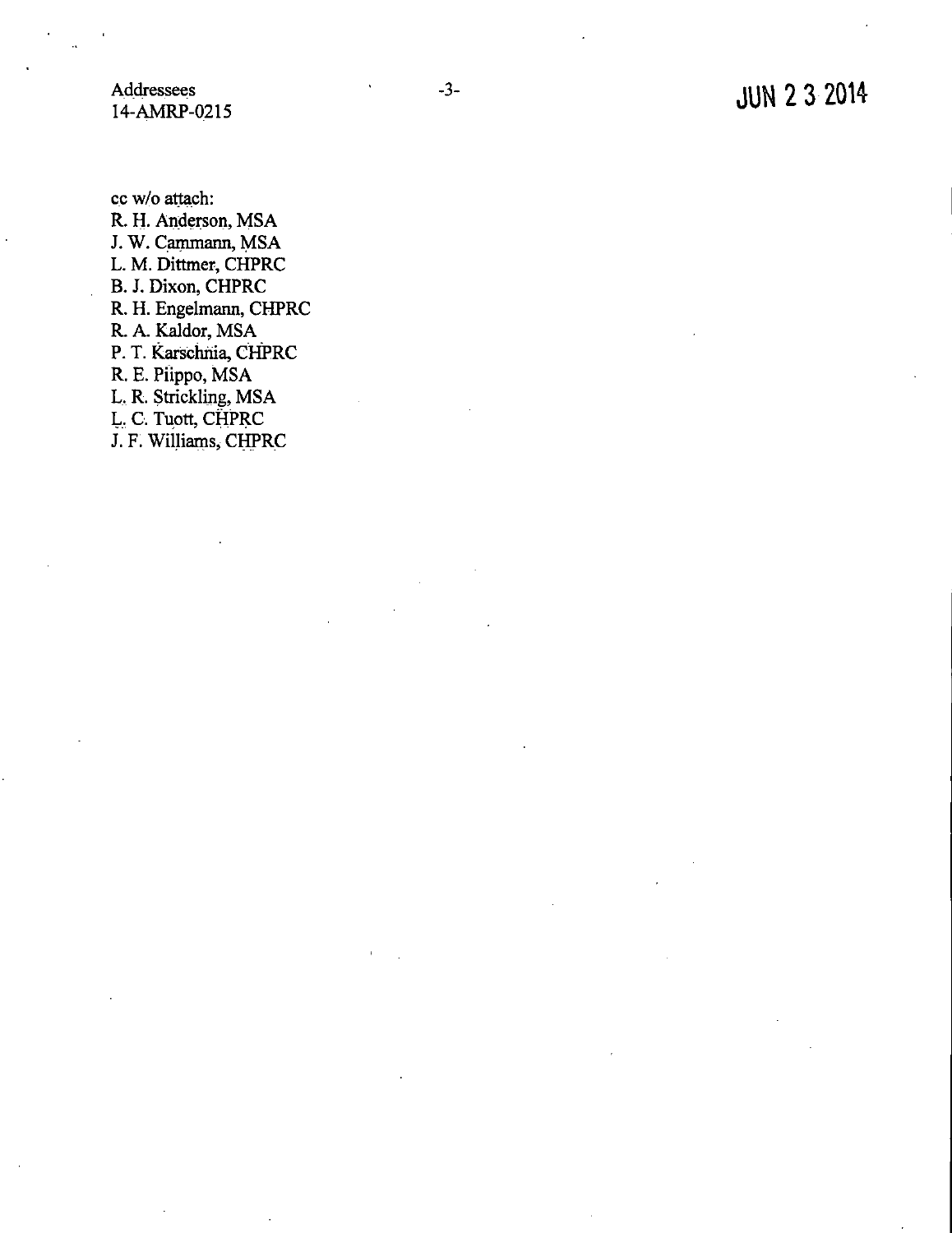cc w/o attach:
R. H. Anderson, MSA
J. W. Cammann, MSA
L. M. Dittmer, CHPRC
B. J. Dixon, CHPRC
R. H. Engelmann, CHPRC
R. A. Kaldor, MSA
P. T. Karschnia, CHPRC
R. E. Piippo, MSA
L. R. Strickling, MSA
L. C. Tuott, CHPRC
J. F. Williams, CHPRC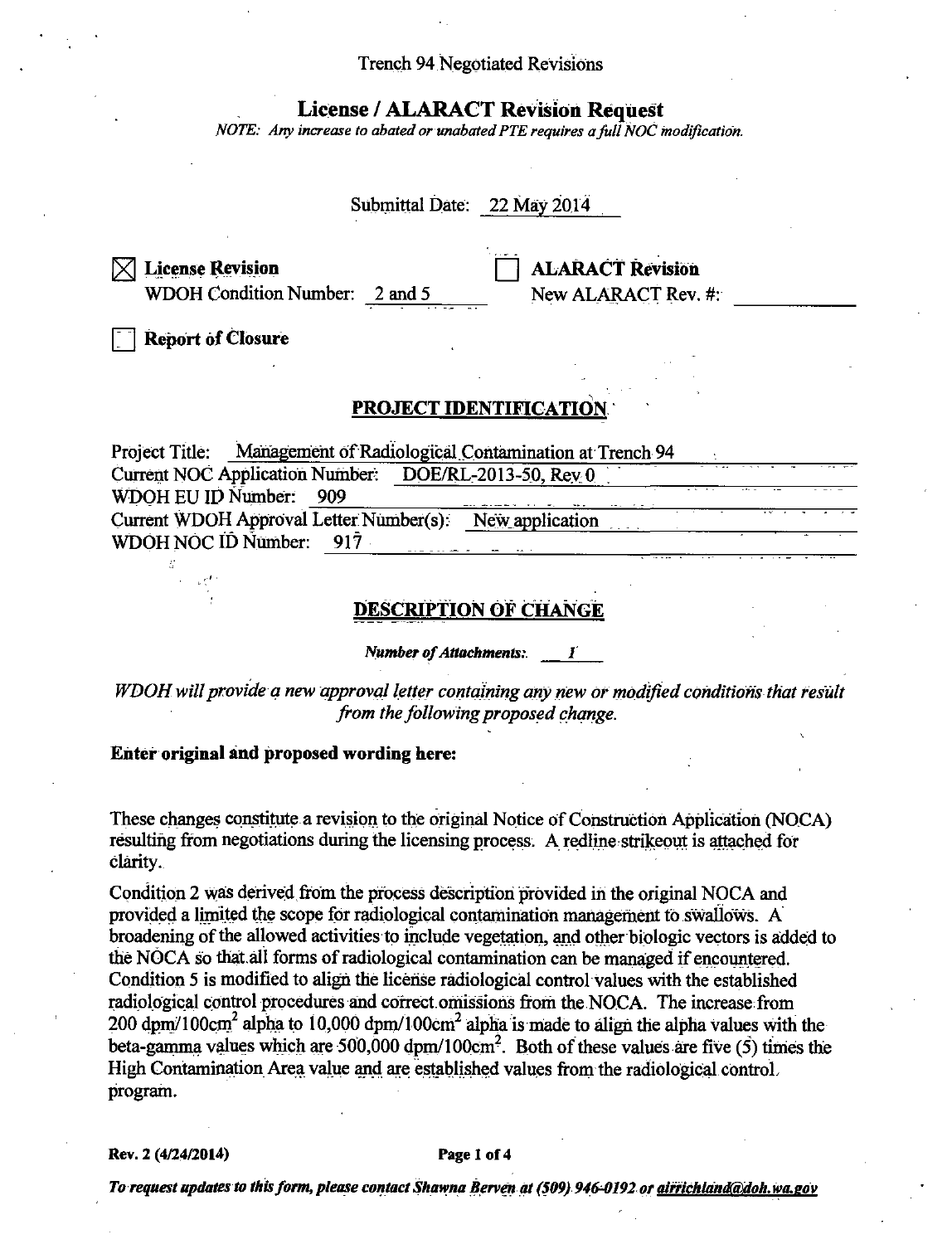Trench 94 Negotiated Revisions

## License / ALARACT Revision Request

*NOTE: Any increase to abated or unabated PTE requires a full NOC modification.*

Submittal Date: 22 May 2014

☒ **License Revision**
WDOH Condition Number: 2 and 5

☐ **ALARACT Revision**
New ALARACT Rev. #:

☐ **Report of Closure**

### PROJECT IDENTIFICATION

Project Title: Management of Radiological Contamination at Trench 94
Current NOC Application Number: DOE/RL-2013-50, Rev 0
WDOH EU ID Number: 909
Current WDOH Approval Letter Number(s): New application
WDOH NOC ID Number: 917

### DESCRIPTION OF CHANGE

***Number of Attachments:*** 1

*WDOH will provide a new approval letter containing any new or modified conditions that result from the following proposed change.*

**Enter original and proposed wording here:**

These changes constitute a revision to the original Notice of Construction Application (NOCA) resulting from negotiations during the licensing process. A redline strikeout is attached for clarity.

Condition 2 was derived from the process description provided in the original NOCA and provided a limited the scope for radiological contamination management to swallows. A broadening of the allowed activities to include vegetation, and other biologic vectors is added to the NOCA so that all forms of radiological contamination can be managed if encountered. Condition 5 is modified to align the license radiological control values with the established radiological control procedures and correct omissions from the NOCA. The increase from 200 dpm/100cm$^2$ alpha to 10,000 dpm/100cm$^2$ alpha is made to align the alpha values with the beta-gamma values which are 500,000 dpm/100cm$^2$. Both of these values are five (5) times the High Contamination Area value and are established values from the radiological control program.

**Rev. 2 (4/24/2014)**

***To request updates to this form, please contact Shawna Berven at (509) 946-0192 or airrichland@doh.wa.gov***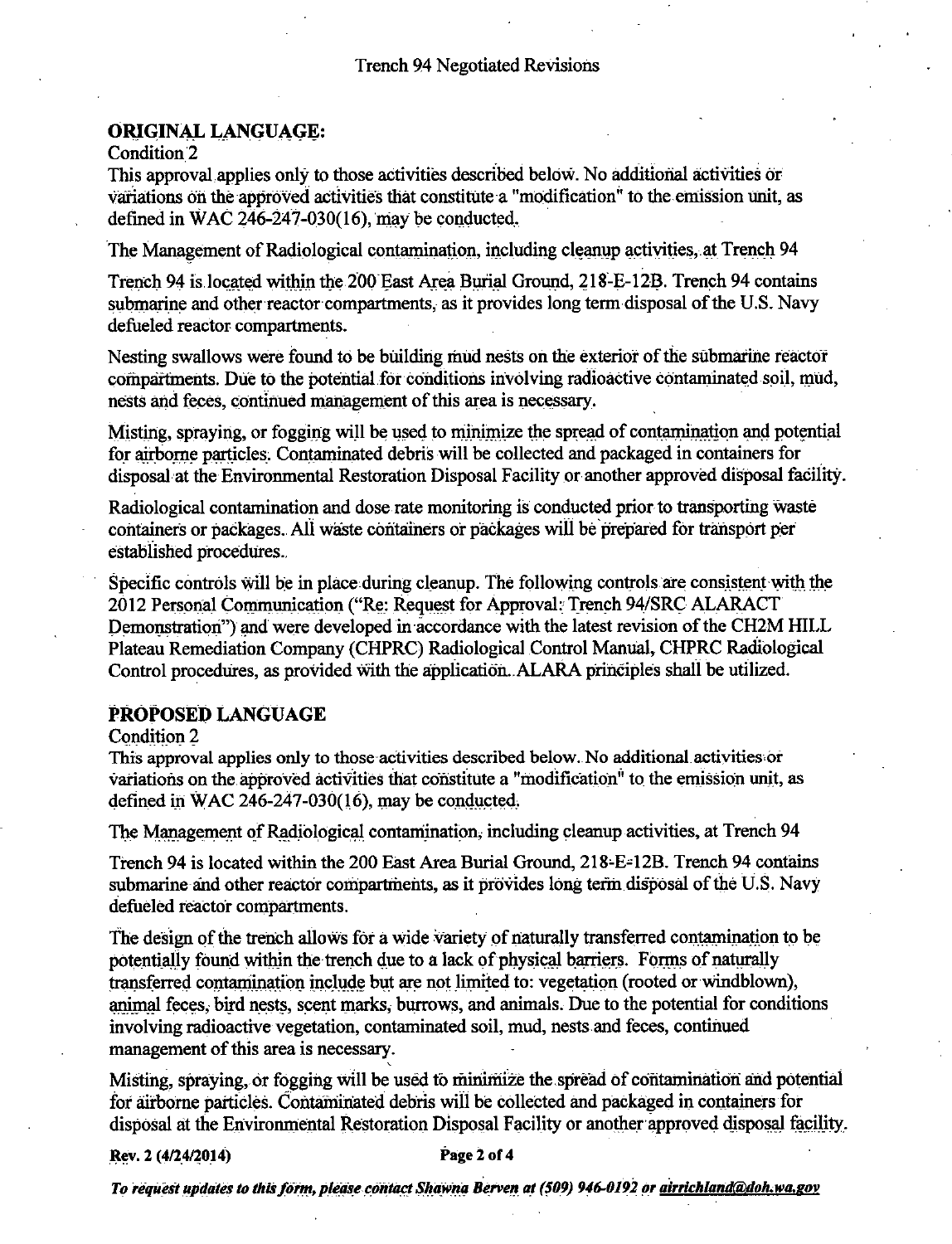Trench 94 Negotiated Revisions

**ORIGINAL LANGUAGE:**

Condition 2

This approval applies only to those activities described below. No additional activities or variations on the approved activities that constitute a "modification" to the emission unit, as defined in WAC 246-247-030(16), may be conducted.

The Management of Radiological contamination, including cleanup activities, at Trench 94

Trench 94 is located within the 200 East Area Burial Ground, 218-E-12B. Trench 94 contains submarine and other reactor compartments, as it provides long term disposal of the U.S. Navy defueled reactor compartments.

Nesting swallows were found to be building mud nests on the exterior of the submarine reactor compartments. Due to the potential for conditions involving radioactive contaminated soil, mud, nests and feces, continued management of this area is necessary.

Misting, spraying, or fogging will be used to minimize the spread of contamination and potential for airborne particles. Contaminated debris will be collected and packaged in containers for disposal at the Environmental Restoration Disposal Facility or another approved disposal facility.

Radiological contamination and dose rate monitoring is conducted prior to transporting waste containers or packages. All waste containers or packages will be prepared for transport per established procedures.

Specific controls will be in place during cleanup. The following controls are consistent with the 2012 Personal Communication ("Re: Request for Approval: Trench 94/SRC ALARACT Demonstration") and were developed in accordance with the latest revision of the CH2M HILL Plateau Remediation Company (CHPRC) Radiological Control Manual, CHPRC Radiological Control procedures, as provided with the application. ALARA principles shall be utilized.

**PROPOSED LANGUAGE**

Condition 2

This approval applies only to those activities described below. No additional activities or variations on the approved activities that constitute a "modification" to the emission unit, as defined in WAC 246-247-030(16), may be conducted.

The Management of Radiological contamination, including cleanup activities, at Trench 94

Trench 94 is located within the 200 East Area Burial Ground, 218-E-12B. Trench 94 contains submarine and other reactor compartments, as it provides long term disposal of the U.S. Navy defueled reactor compartments.

The design of the trench allows for a wide variety of naturally transferred contamination to be potentially found within the trench due to a lack of physical barriers. Forms of naturally transferred contamination include but are not limited to: vegetation (rooted or windblown), animal feces, bird nests, scent marks, burrows, and animals. Due to the potential for conditions involving radioactive vegetation, contaminated soil, mud, nests and feces, continued management of this area is necessary.

Misting, spraying, or fogging will be used to minimize the spread of contamination and potential for airborne particles. Contaminated debris will be collected and packaged in containers for disposal at the Environmental Restoration Disposal Facility or another approved disposal facility.

**Rev. 2 (4/24/2014)**

*To request updates to this form, please contact Shawna Berven at (509) 946-0192 or airrichland@doh.wa.gov*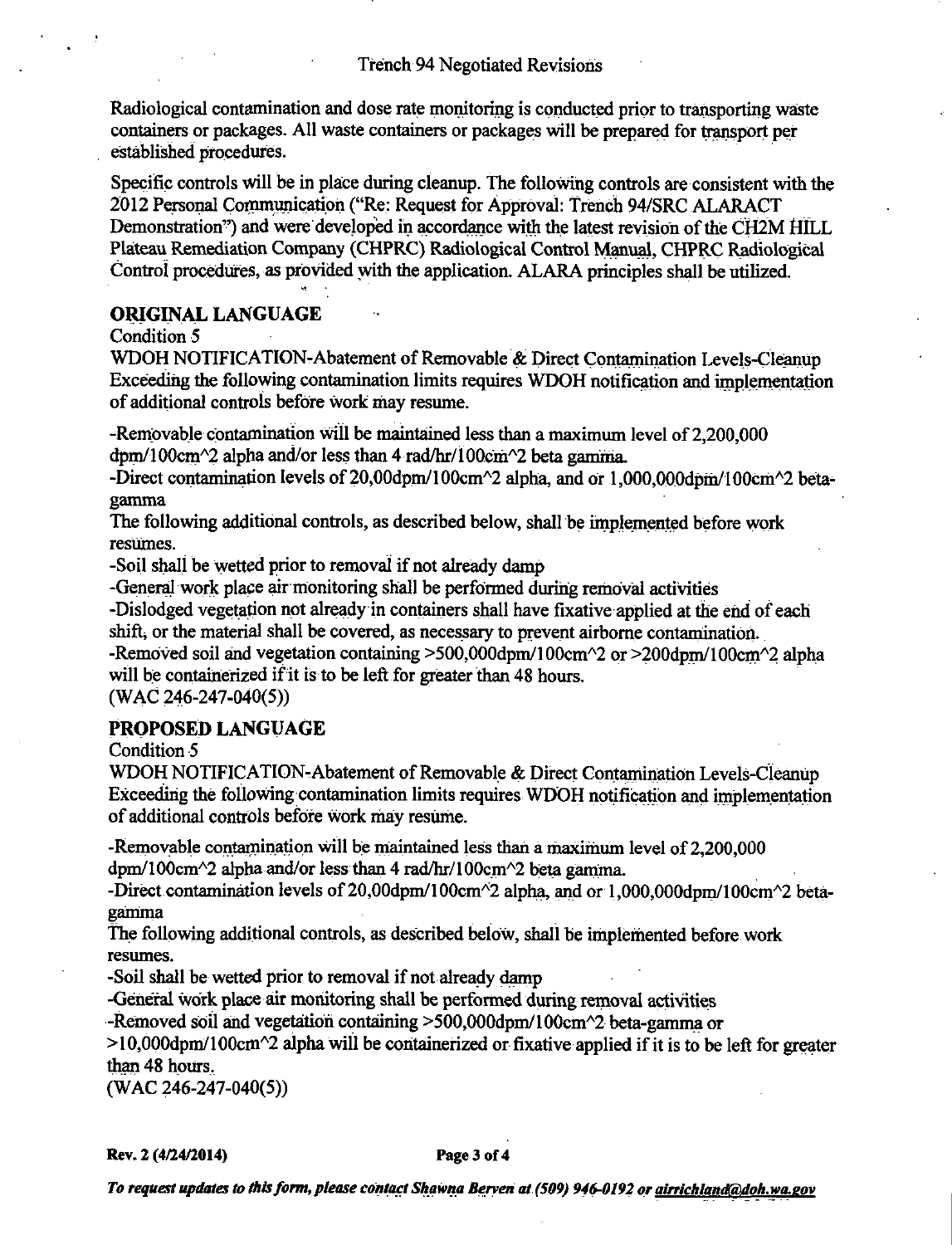# Trench 94 Negotiated Revisions

Radiological contamination and dose rate monitoring is conducted prior to transporting waste containers or packages. All waste containers or packages will be prepared for transport per established procedures.

Specific controls will be in place during cleanup. The following controls are consistent with the 2012 Personal Communication ("Re: Request for Approval: Trench 94/SRC ALARACT Demonstration") and were developed in accordance with the latest revision of the CH2M HILL Plateau Remediation Company (CHPRC) Radiological Control Manual, CHPRC Radiological Control procedures, as provided with the application. ALARA principles shall be utilized.

## ORIGINAL LANGUAGE

Condition 5

WDOH NOTIFICATION-Abatement of Removable & Direct Contamination Levels-Cleanup
Exceeding the following contamination limits requires WDOH notification and implementation of additional controls before work may resume.

-Removable contamination will be maintained less than a maximum level of 2,200,000 dpm/100cm^2 alpha and/or less than 4 rad/hr/100cm^2 beta gamma.
-Direct contamination levels of 20,00dpm/100cm^2 alpha, and or 1,000,000dpm/100cm^2 beta-gamma
The following additional controls, as described below, shall be implemented before work resumes.
-Soil shall be wetted prior to removal if not already damp
-General work place air monitoring shall be performed during removal activities
-Dislodged vegetation not already in containers shall have fixative applied at the end of each shift, or the material shall be covered, as necessary to prevent airborne contamination.
-Removed soil and vegetation containing >500,000dpm/100cm^2 or >200dpm/100cm^2 alpha will be containerized if it is to be left for greater than 48 hours.
(WAC 246-247-040(5))

## PROPOSED LANGUAGE

Condition 5

WDOH NOTIFICATION-Abatement of Removable & Direct Contamination Levels-Cleanup
Exceeding the following contamination limits requires WDOH notification and implementation of additional controls before work may resume.

-Removable contamination will be maintained less than a maximum level of 2,200,000 dpm/100cm^2 alpha and/or less than 4 rad/hr/100cm^2 beta gamma.
-Direct contamination levels of 20,00dpm/100cm^2 alpha, and or 1,000,000dpm/100cm^2 beta-gamma
The following additional controls, as described below, shall be implemented before work resumes.
-Soil shall be wetted prior to removal if not already damp
-General work place air monitoring shall be performed during removal activities
-Removed soil and vegetation containing >500,000dpm/100cm^2 beta-gamma or >10,000dpm/100cm^2 alpha will be containerized or fixative applied if it is to be left for greater than 48 hours.
(WAC 246-247-040(5))

**Rev. 2 (4/24/2014)**

***To request updates to this form, please contact Shawna Berven at (509) 946-0192 or airrichland@doh.wa.gov***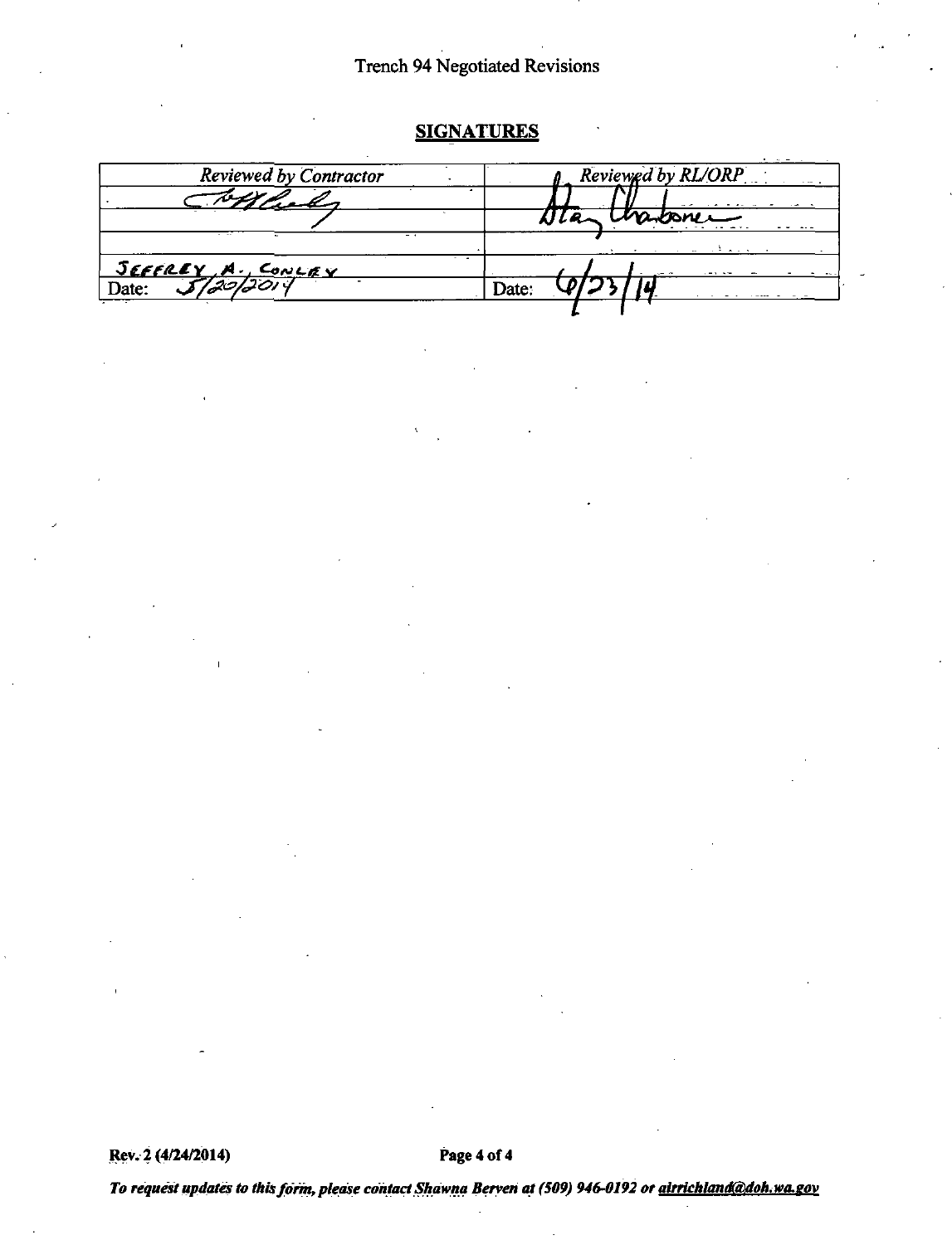Trench 94 Negotiated Revisions

## SIGNATURES

| Reviewed by Contractor | Reviewed by RL/ORP |
|---|---|
| [signature] | Stan Charboneau [signature] |
| | |
| JEFFREY A. CONLEY | |
| Date: 5/20/2014 | Date: 6/23/14 |

Rev. 2 (4/24/2014)

*To request updates to this form, please contact Shawna Berven at (509) 946-0192 or airrichland@doh.wa.gov*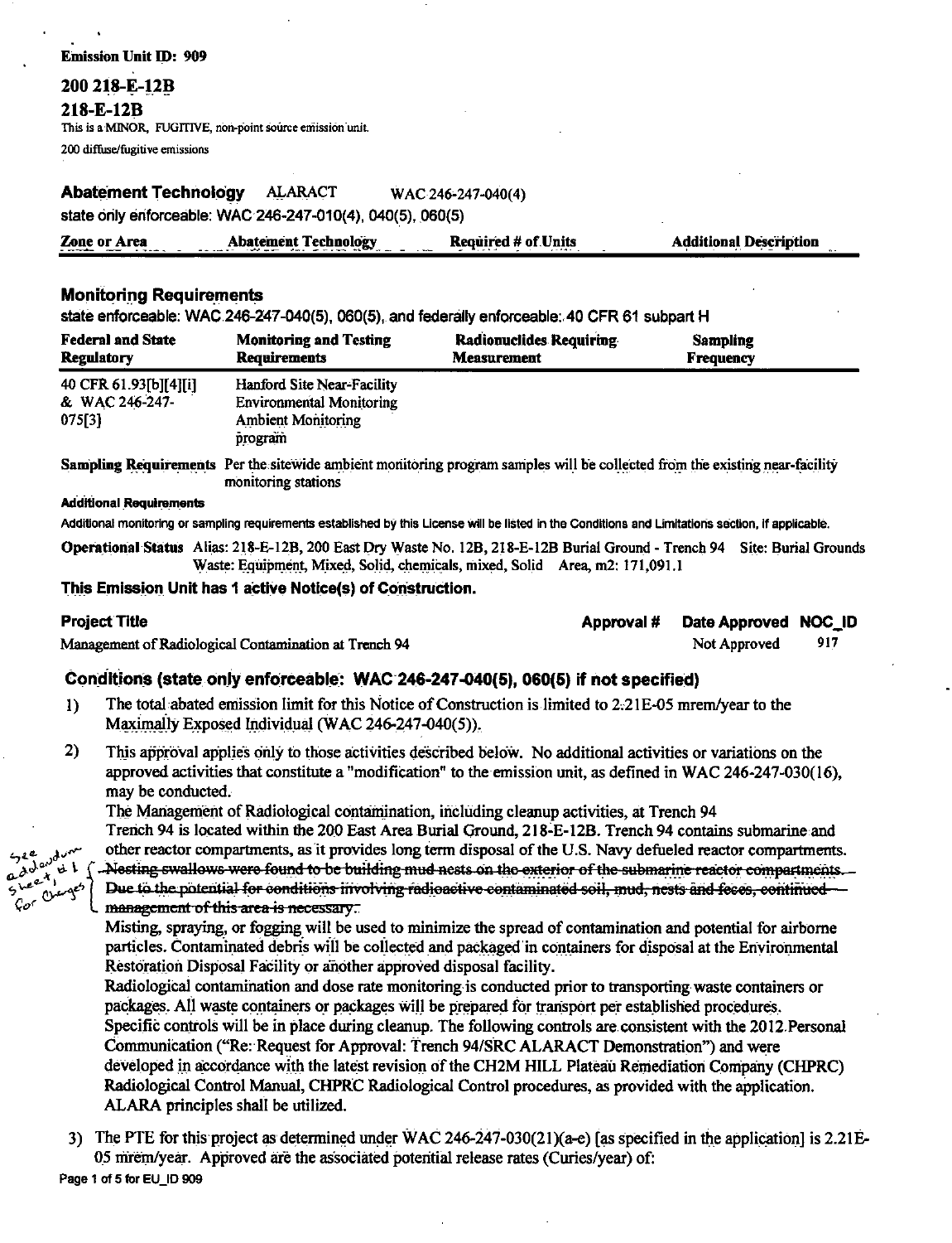**Emission Unit ID: 909**

## 200 218-E-12B

## 218-E-12B

This is a MINOR, FUGITIVE, non-point source emission unit.

200 diffuse/fugitive emissions

### Abatement Technology    ALARACT    WAC 246-247-040(4)

state only enforceable: WAC 246-247-010(4), 040(5), 060(5)

| Zone or Area | Abatement Technology | Required # of Units | Additional Description |
|---|---|---|---|

### Monitoring Requirements

state enforceable: WAC 246-247-040(5), 060(5), and federally enforceable: 40 CFR 61 subpart H

| Federal and State Regulatory | Monitoring and Testing Requirements | Radionuclides Requiring Measurement | Sampling Frequency |
|---|---|---|---|
| 40 CFR 61.93[b][4][i] & WAC 246-247-075[3] | Hanford Site Near-Facility Environmental Monitoring Ambient Monitoring program | | |

**Sampling Requirements** Per the sitewide ambient monitoring program samples will be collected from the existing near-facility monitoring stations

**Additional Requirements**

Additional monitoring or sampling requirements established by this License will be listed in the Conditions and Limitations section, if applicable.

**Operational Status** Alias: 218-E-12B, 200 East Dry Waste No. 12B, 218-E-12B Burial Ground - Trench 94 Site: Burial Grounds Waste: Equipment, Mixed, Solid, chemicals, mixed, Solid Area, m2: 171,091.1

### This Emission Unit has 1 active Notice(s) of Construction.

| Project Title | Approval # | Date Approved | NOC_ID |
|---|---|---|---|
| Management of Radiological Contamination at Trench 94 | | Not Approved | 917 |

### Conditions (state only enforceable: WAC 246-247-040(5), 060(5) if not specified)

1) The total abated emission limit for this Notice of Construction is limited to 2.21E-05 mrem/year to the Maximally Exposed Individual (WAC 246-247-040(5)).

2) This approval applies only to those activities described below. No additional activities or variations on the approved activities that constitute a "modification" to the emission unit, as defined in WAC 246-247-030(16), may be conducted.

   The Management of Radiological contamination, including cleanup activities, at Trench 94

   Trench 94 is located within the 200 East Area Burial Ground, 218-E-12B. Trench 94 contains submarine and other reactor compartments, as it provides long term disposal of the U.S. Navy defueled reactor compartments.

   ~~Nesting swallows were found to be building mud nests on the exterior of the submarine reactor compartments. Due to the potential for conditions involving radioactive contaminated soil, mud, nests and feces, continued management of this area is necessary.~~ *(handwritten: See addendum sheet, d1 for changes)*

   Misting, spraying, or fogging will be used to minimize the spread of contamination and potential for airborne particles. Contaminated debris will be collected and packaged in containers for disposal at the Environmental Restoration Disposal Facility or another approved disposal facility.

   Radiological contamination and dose rate monitoring is conducted prior to transporting waste containers or packages. All waste containers or packages will be prepared for transport per established procedures.

   Specific controls will be in place during cleanup. The following controls are consistent with the 2012 Personal Communication ("Re: Request for Approval: Trench 94/SRC ALARACT Demonstration") and were developed in accordance with the latest revision of the CH2M HILL Plateau Remediation Company (CHPRC) Radiological Control Manual, CHPRC Radiological Control procedures, as provided with the application. ALARA principles shall be utilized.

3) The PTE for this project as determined under WAC 246-247-030(21)(a-e) [as specified in the application] is 2.21E-05 mrem/year. Approved are the associated potential release rates (Curies/year) of: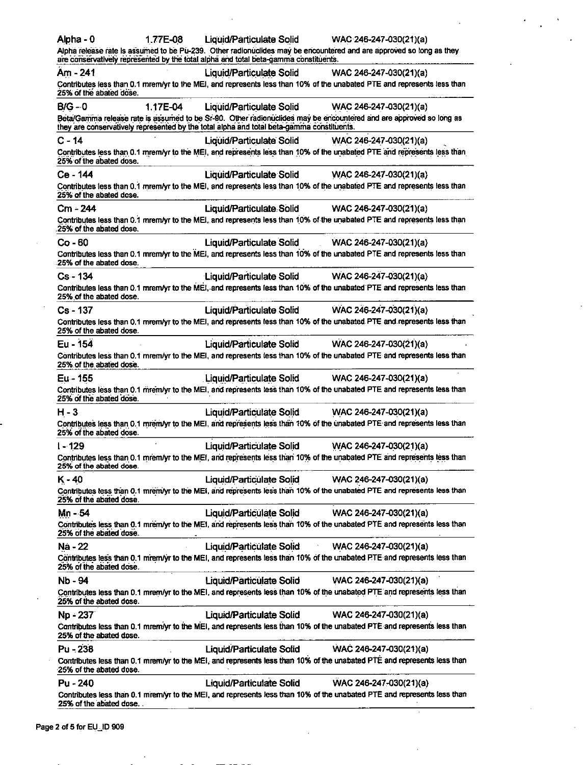| Alpha - 0 | 1.77E-08 | Liquid/Particulate Solid | WAC 246-247-030(21)(a) |
|---|---|---|---|

Alpha release rate is assumed to be Pu-239. Other radionuclides may be encountered and are approved so long as they are conservatively represented by the total alpha and total beta-gamma constituents.

| Am - 241 | | Liquid/Particulate Solid | WAC 246-247-030(21)(a) |
|---|---|---|---|

Contributes less than 0.1 mrem/yr to the MEI, and represents less than 10% of the unabated PTE and represents less than 25% of the abated dose.

| B/G - 0 | 1.17E-04 | Liquid/Particulate Solid | WAC 246-247-030(21)(a) |
|---|---|---|---|

Beta/Gamma release rate is assumed to be Sr-90. Other radionuclides may be encountered and are approved so long as they are conservatively represented by the total alpha and total beta-gamma constituents.

| C - 14 | | Liquid/Particulate Solid | WAC 246-247-030(21)(a) |
|---|---|---|---|

Contributes less than 0.1 mrem/yr to the MEI, and represents less than 10% of the unabated PTE and represents less than 25% of the abated dose.

| Ce - 144 | | Liquid/Particulate Solid | WAC 246-247-030(21)(a) |
|---|---|---|---|

Contributes less than 0.1 mrem/yr to the MEI, and represents less than 10% of the unabated PTE and represents less than 25% of the abated dose.

| Cm - 244 | | Liquid/Particulate Solid | WAC 246-247-030(21)(a) |
|---|---|---|---|

Contributes less than 0.1 mrem/yr to the MEI, and represents less than 10% of the unabated PTE and represents less than 25% of the abated dose.

| Co - 60 | | Liquid/Particulate Solid | WAC 246-247-030(21)(a) |
|---|---|---|---|

Contributes less than 0.1 mrem/yr to the MEI, and represents less than 10% of the unabated PTE and represents less than 25% of the abated dose.

| Cs - 134 | | Liquid/Particulate Solid | WAC 246-247-030(21)(a) |
|---|---|---|---|

Contributes less than 0.1 mrem/yr to the MEI, and represents less than 10% of the unabated PTE and represents less than 25% of the abated dose.

| Cs - 137 | | Liquid/Particulate Solid | WAC 246-247-030(21)(a) |
|---|---|---|---|

Contributes less than 0.1 mrem/yr to the MEI, and represents less than 10% of the unabated PTE and represents less than 25% of the abated dose.

| Eu - 154 | | Liquid/Particulate Solid | WAC 246-247-030(21)(a) |
|---|---|---|---|

Contributes less than 0.1 mrem/yr to the MEI, and represents less than 10% of the unabated PTE and represents less than 25% of the abated dose.

| Eu - 155 | | Liquid/Particulate Solid | WAC 246-247-030(21)(a) |
|---|---|---|---|

Contributes less than 0.1 mrem/yr to the MEI, and represents less than 10% of the unabated PTE and represents less than 25% of the abated dose.

| H - 3 | | Liquid/Particulate Solid | WAC 246-247-030(21)(a) |
|---|---|---|---|

Contributes less than 0.1 mrem/yr to the MEI, and represents less than 10% of the unabated PTE and represents less than 25% of the abated dose.

| I - 129 | | Liquid/Particulate Solid | WAC 246-247-030(21)(a) |
|---|---|---|---|

Contributes less than 0.1 mrem/yr to the MEI, and represents less than 10% of the unabated PTE and represents less than 25% of the abated dose.

| K - 40 | | Liquid/Particulate Solid | WAC 246-247-030(21)(a) |
|---|---|---|---|

Contributes less than 0.1 mrem/yr to the MEI, and represents less than 10% of the unabated PTE and represents less than 25% of the abated dose.

| Mn - 54 | | Liquid/Particulate Solid | WAC 246-247-030(21)(a) |
|---|---|---|---|

Contributes less than 0.1 mrem/yr to the MEI, and represents less than 10% of the unabated PTE and represents less than 25% of the abated dose.

| Na - 22 | | Liquid/Particulate Solid | WAC 246-247-030(21)(a) |
|---|---|---|---|

Contributes less than 0.1 mrem/yr to the MEI, and represents less than 10% of the unabated PTE and represents less than 25% of the abated dose.

| Nb - 94 | | Liquid/Particulate Solid | WAC 246-247-030(21)(a) |
|---|---|---|---|

Contributes less than 0.1 mrem/yr to the MEI, and represents less than 10% of the unabated PTE and represents less than 25% of the abated dose.

| Np - 237 | | Liquid/Particulate Solid | WAC 246-247-030(21)(a) |
|---|---|---|---|

Contributes less than 0.1 mrem/yr to the MEI, and represents less than 10% of the unabated PTE and represents less than 25% of the abated dose.

| Pu - 238 | | Liquid/Particulate Solid | WAC 246-247-030(21)(a) |
|---|---|---|---|

Contributes less than 0.1 mrem/yr to the MEI, and represents less than 10% of the unabated PTE and represents less than 25% of the abated dose.

| Pu - 240 | | Liquid/Particulate Solid | WAC 246-247-030(21)(a) |
|---|---|---|---|

Contributes less than 0.1 mrem/yr to the MEI, and represents less than 10% of the unabated PTE and represents less than 25% of the abated dose.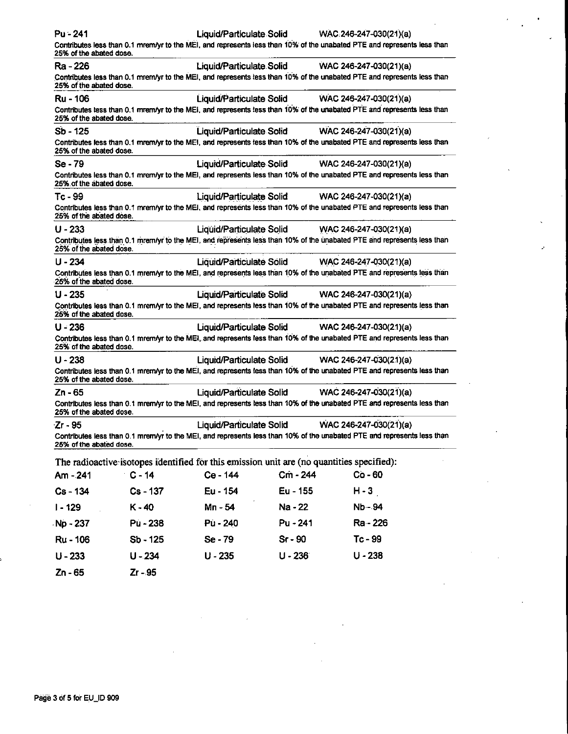| | | |
|---|---|---|
| Pu - 241 | Liquid/Particulate Solid | WAC 246-247-030(21)(a) |

Contributes less than 0.1 mrem/yr to the MEI, and represents less than 10% of the unabated PTE and represents less than 25% of the abated dose.

| | | |
|---|---|---|
| Ra - 226 | Liquid/Particulate Solid | WAC 246-247-030(21)(a) |

Contributes less than 0.1 mrem/yr to the MEI, and represents less than 10% of the unabated PTE and represents less than 25% of the abated dose.

| | | |
|---|---|---|
| Ru - 106 | Liquid/Particulate Solid | WAC 246-247-030(21)(a) |

Contributes less than 0.1 mrem/yr to the MEI, and represents less than 10% of the unabated PTE and represents less than 25% of the abated dose.

| | | |
|---|---|---|
| Sb - 125 | Liquid/Particulate Solid | WAC 246-247-030(21)(a) |

Contributes less than 0.1 mrem/yr to the MEI, and represents less than 10% of the unabated PTE and represents less than 25% of the abated dose.

| | | |
|---|---|---|
| Se - 79 | Liquid/Particulate Solid | WAC 246-247-030(21)(a) |

Contributes less than 0.1 mrem/yr to the MEI, and represents less than 10% of the unabated PTE and represents less than 25% of the abated dose.

| | | |
|---|---|---|
| Tc - 99 | Liquid/Particulate Solid | WAC 246-247-030(21)(a) |

Contributes less than 0.1 mrem/yr to the MEI, and represents less than 10% of the unabated PTE and represents less than 25% of the abated dose.

| | | |
|---|---|---|
| U - 233 | Liquid/Particulate Solid | WAC 246-247-030(21)(a) |

Contributes less than 0.1 mrem/yr to the MEI, and represents less than 10% of the unabated PTE and represents less than 25% of the abated dose.

| | | |
|---|---|---|
| U - 234 | Liquid/Particulate Solid | WAC 246-247-030(21)(a) |

Contributes less than 0.1 mrem/yr to the MEI, and represents less than 10% of the unabated PTE and represents less than 25% of the abated dose.

| | | |
|---|---|---|
| U - 235 | Liquid/Particulate Solid | WAC 246-247-030(21)(a) |

Contributes less than 0.1 mrem/yr to the MEI, and represents less than 10% of the unabated PTE and represents less than 25% of the abated dose.

| | | |
|---|---|---|
| U - 236 | Liquid/Particulate Solid | WAC 246-247-030(21)(a) |

Contributes less than 0.1 mrem/yr to the MEI, and represents less than 10% of the unabated PTE and represents less than 25% of the abated dose.

| | | |
|---|---|---|
| U - 238 | Liquid/Particulate Solid | WAC 246-247-030(21)(a) |

Contributes less than 0.1 mrem/yr to the MEI, and represents less than 10% of the unabated PTE and represents less than 25% of the abated dose.

| | | |
|---|---|---|
| Zn - 65 | Liquid/Particulate Solid | WAC 246-247-030(21)(a) |

Contributes less than 0.1 mrem/yr to the MEI, and represents less than 10% of the unabated PTE and represents less than 25% of the abated dose.

| | | |
|---|---|---|
| Zr - 95 | Liquid/Particulate Solid | WAC 246-247-030(21)(a) |

Contributes less than 0.1 mrem/yr to the MEI, and represents less than 10% of the unabated PTE and represents less than 25% of the abated dose.

The radioactive isotopes identified for this emission unit are (no quantities specified):

| | | | | |
|---|---|---|---|---|
| Am - 241 | C - 14 | Ce - 144 | Cm - 244 | Co - 60 |
| Cs - 134 | Cs - 137 | Eu - 154 | Eu - 155 | H - 3 |
| I - 129 | K - 40 | Mn - 54 | Na - 22 | Nb - 94 |
| Np - 237 | Pu - 238 | Pu - 240 | Pu - 241 | Ra - 226 |
| Ru - 106 | Sb - 125 | Se - 79 | Sr - 90 | Tc - 99 |
| U - 233 | U - 234 | U - 235 | U - 236 | U - 238 |
| Zn - 65 | Zr - 95 | | | |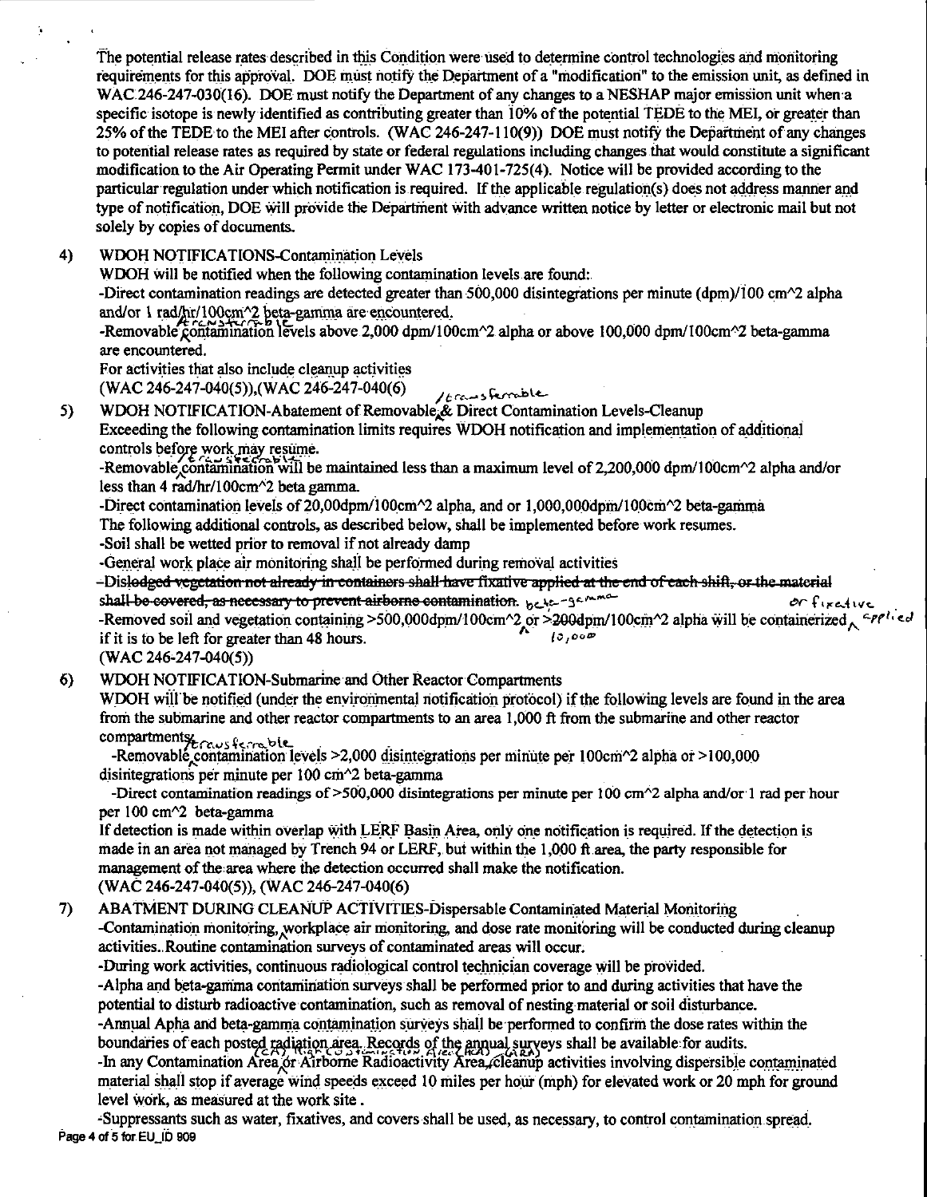The potential release rates described in this Condition were used to determine control technologies and monitoring requirements for this approval. DOE must notify the Department of a "modification" to the emission unit, as defined in WAC 246-247-030(16). DOE must notify the Department of any changes to a NESHAP major emission unit when a specific isotope is newly identified as contributing greater than 10% of the potential TEDE to the MEI, or greater than 25% of the TEDE to the MEI after controls. (WAC 246-247-110(9)) DOE must notify the Department of any changes to potential release rates as required by state or federal regulations including changes that would constitute a significant modification to the Air Operating Permit under WAC 173-401-725(4). Notice will be provided according to the particular regulation under which notification is required. If the applicable regulation(s) does not address manner and type of notification, DOE will provide the Department with advance written notice by letter or electronic mail but not solely by copies of documents.

4) WDOH NOTIFICATIONS-Contamination Levels

WDOH will be notified when the following contamination levels are found:

-Direct contamination readings are detected greater than 500,000 disintegrations per minute (dpm)/100 cm^2 alpha and/or 1 rad/hr/100cm^2 beta-gamma are encountered.

-Removable (transferable) contamination levels above 2,000 dpm/100cm^2 alpha or above 100,000 dpm/100cm^2 beta-gamma are encountered.

For activities that also include cleanup activities

(WAC 246-247-040(5)),(WAC 246-247-040(6)

5) WDOH NOTIFICATION-Abatement of Removable /transferable & Direct Contamination Levels-Cleanup

Exceeding the following contamination limits requires WDOH notification and implementation of additional controls before work may resume.

-Removable /transferable contamination will be maintained less than a maximum level of 2,200,000 dpm/100cm^2 alpha and/or less than 4 rad/hr/100cm^2 beta gamma.

-Direct contamination levels of 20,00dpm/100cm^2 alpha, and or 1,000,000dpm/100cm^2 beta-gamma

The following additional controls, as described below, shall be implemented before work resumes.

-Soil shall be wetted prior to removal if not already damp

-General work place air monitoring shall be performed during removal activities

~~-Dislodged vegetation not already in containers shall have fixative applied at the end of each shift, or the material shall be covered, as necessary to prevent airborne contamination.~~ beta-gamma

-Removed soil and vegetation containing >500,000dpm/100cm^2 or ~~>200~~ 10,000 dpm/100cm^2 alpha will be containerized or fixative applied if it is to be left for greater than 48 hours.

(WAC 246-247-040(5))

6) WDOH NOTIFICATION-Submarine and Other Reactor Compartments

WDOH will be notified (under the environmental notification protocol) if the following levels are found in the area from the submarine and other reactor compartments to an area 1,000 ft from the submarine and other reactor compartments:

-Removable /transferable contamination levels >2,000 disintegrations per minute per 100cm^2 alpha or >100,000 disintegrations per minute per 100 cm^2 beta-gamma

-Direct contamination readings of >500,000 disintegrations per minute per 100 cm^2 alpha and/or 1 rad per hour per 100 cm^2 beta-gamma

If detection is made within overlap with LERF Basin Area, only one notification is required. If the detection is made in an area not managed by Trench 94 or LERF, but within the 1,000 ft area, the party responsible for management of the area where the detection occurred shall make the notification.

(WAC 246-247-040(5)), (WAC 246-247-040(6)

7) ABATMENT DURING CLEANUP ACTIVITIES-Dispersable Contaminated Material Monitoring

-Contamination monitoring, workplace air monitoring, and dose rate monitoring will be conducted during cleanup activities. Routine contamination surveys of contaminated areas will occur.

-During work activities, continuous radiological control technician coverage will be provided.

-Alpha and beta-gamma contamination surveys shall be performed prior to and during activities that have the potential to disturb radioactive contamination, such as removal of nesting material or soil disturbance.

-Annual Apha and beta-gamma contamination surveys shall be performed to confirm the dose rates within the boundaries of each posted radiation area. Records of the annual surveys shall be available for audits.

-In any Contamination Area (CA), High Contamination Area (HCA) or Airborne Radioactivity Area (ARA), cleanup activities involving dispersible contaminated material shall stop if average wind speeds exceed 10 miles per hour (mph) for elevated work or 20 mph for ground level work, as measured at the work site.

-Suppressants such as water, fixatives, and covers shall be used, as necessary, to control contamination spread.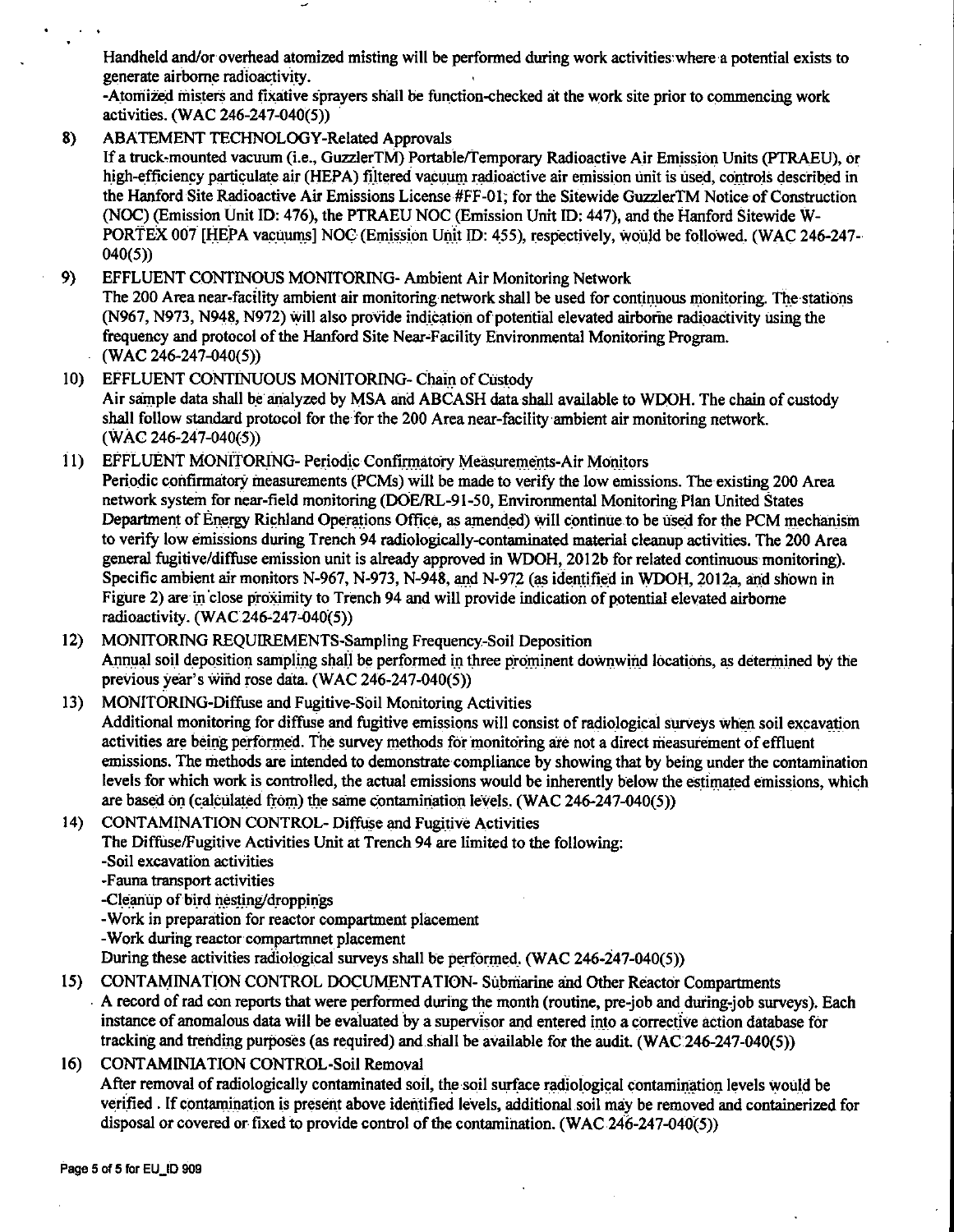Handheld and/or overhead atomized misting will be performed during work activities where a potential exists to generate airborne radioactivity.

-Atomized misters and fixative sprayers shall be function-checked at the work site prior to commencing work activities. (WAC 246-247-040(5))

8) ABATEMENT TECHNOLOGY-Related Approvals

If a truck-mounted vacuum (i.e., GuzzlerTM) Portable/Temporary Radioactive Air Emission Units (PTRAEU), or high-efficiency particulate air (HEPA) filtered vacuum radioactive air emission unit is used, controls described in the Hanford Site Radioactive Air Emissions License #FF-01; for the Sitewide GuzzlerTM Notice of Construction (NOC) (Emission Unit ID: 476), the PTRAEU NOC (Emission Unit ID: 447), and the Hanford Sitewide W-PORTEX 007 [HEPA vacuums] NOC (Emission Unit ID: 455), respectively, would be followed. (WAC 246-247-040(5))

9) EFFLUENT CONTINOUS MONITORING- Ambient Air Monitoring Network

The 200 Area near-facility ambient air monitoring network shall be used for continuous monitoring. The stations (N967, N973, N948, N972) will also provide indication of potential elevated airborne radioactivity using the frequency and protocol of the Hanford Site Near-Facility Environmental Monitoring Program. (WAC 246-247-040(5))

10) EFFLUENT CONTINUOUS MONITORING- Chain of Custody

Air sample data shall be analyzed by MSA and ABCASH data shall available to WDOH. The chain of custody shall follow standard protocol for the for the 200 Area near-facility ambient air monitoring network. (WAC 246-247-040(5))

11) EFFLUENT MONITORING- Periodic Confirmatory Measurements-Air Monitors

Periodic confirmatory measurements (PCMs) will be made to verify the low emissions. The existing 200 Area network system for near-field monitoring (DOE/RL-91-50, Environmental Monitoring Plan United States Department of Energy Richland Operations Office, as amended) will continue to be used for the PCM mechanism to verify low emissions during Trench 94 radiologically-contaminated material cleanup activities. The 200 Area general fugitive/diffuse emission unit is already approved in WDOH, 2012b for related continuous monitoring). Specific ambient air monitors N-967, N-973, N-948, and N-972 (as identified in WDOH, 2012a, and shown in Figure 2) are in close proximity to Trench 94 and will provide indication of potential elevated airborne radioactivity. (WAC 246-247-040(5))

12) MONITORING REQUIREMENTS-Sampling Frequency-Soil Deposition

Annual soil deposition sampling shall be performed in three prominent downwind locations, as determined by the previous year's wind rose data. (WAC 246-247-040(5))

13) MONITORING-Diffuse and Fugitive-Soil Monitoring Activities

Additional monitoring for diffuse and fugitive emissions will consist of radiological surveys when soil excavation activities are being performed. The survey methods for monitoring are not a direct measurement of effluent emissions. The methods are intended to demonstrate compliance by showing that by being under the contamination levels for which work is controlled, the actual emissions would be inherently below the estimated emissions, which are based on (calculated from) the same contamination levels. (WAC 246-247-040(5))

14) CONTAMINATION CONTROL- Diffuse and Fugitive Activities

The Diffuse/Fugitive Activities Unit at Trench 94 are limited to the following:

-Soil excavation activities
-Fauna transport activities
-Cleanup of bird nesting/droppings
-Work in preparation for reactor compartment placement
-Work during reactor compartmnet placement

During these activities radiological surveys shall be performed. (WAC 246-247-040(5))

15) CONTAMINATION CONTROL DOCUMENTATION- Submarine and Other Reactor Compartments

A record of rad con reports that were performed during the month (routine, pre-job and during-job surveys). Each instance of anomalous data will be evaluated by a supervisor and entered into a corrective action database for tracking and trending purposes (as required) and shall be available for the audit. (WAC 246-247-040(5))

16) CONTAMINIATION CONTROL-Soil Removal

After removal of radiologically contaminated soil, the soil surface radiological contamination levels would be verified . If contamination is present above identified levels, additional soil may be removed and containerized for disposal or covered or fixed to provide control of the contamination. (WAC 246-247-040(5))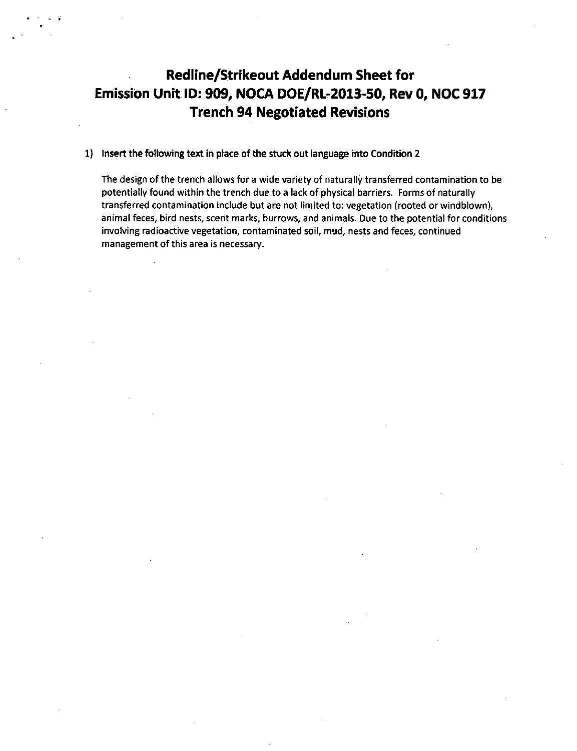# Redline/Strikeout Addendum Sheet for Emission Unit ID: 909, NOCA DOE/RL-2013-50, Rev 0, NOC 917 Trench 94 Negotiated Revisions

1) Insert the following text in place of the stuck out language into Condition 2

   The design of the trench allows for a wide variety of naturally transferred contamination to be potentially found within the trench due to a lack of physical barriers. Forms of naturally transferred contamination include but are not limited to: vegetation (rooted or windblown), animal feces, bird nests, scent marks, burrows, and animals. Due to the potential for conditions involving radioactive vegetation, contaminated soil, mud, nests and feces, continued management of this area is necessary.